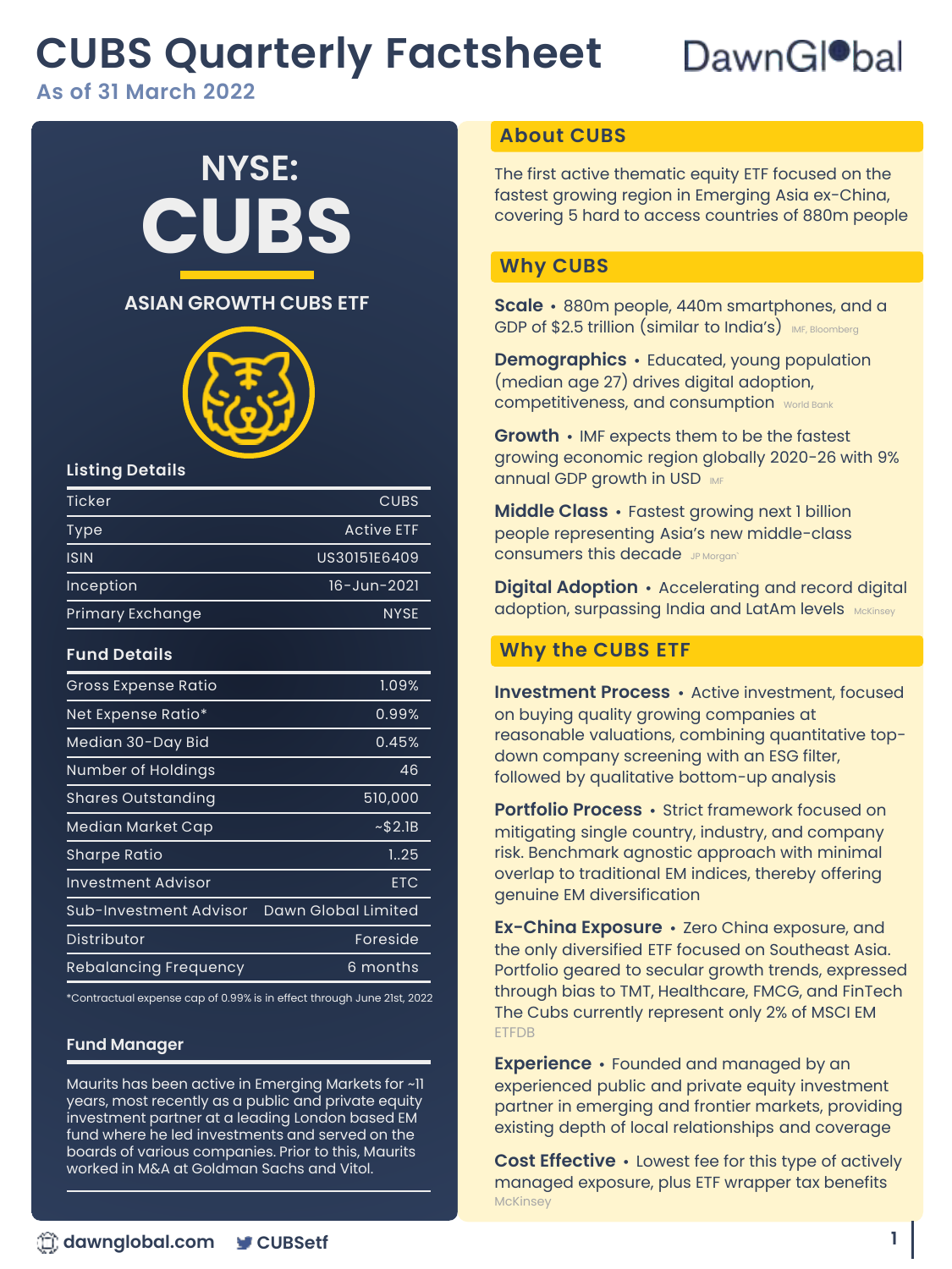# CUBS Quarterly Factsheet

**As of 31 March 2022**

DawnGlobal

## NYSE: CUBS

### ASIAN GROWTH CUBS ETF

### Listing Details

| | |
|---|---|
| Ticker | CUBS |
| Type | Active ETF |
| ISIN | US30151E6409 |
| Inception | 16-Jun-2021 |
| Primary Exchange | NYSE |

### Fund Details

| | |
|---|---|
| Gross Expense Ratio | 1.09% |
| Net Expense Ratio* | 0.99% |
| Median 30-Day Bid | 0.45% |
| Number of Holdings | 46 |
| Shares Outstanding | 510,000 |
| Median Market Cap | ~$2.1B |
| Sharpe Ratio | 1..25 |
| Investment Advisor | ETC |
| Sub-Investment Advisor | Dawn Global Limited |
| Distributor | Foreside |
| Rebalancing Frequency | 6 months |

*Contractual expense cap of 0.99% is in effect through June 21st, 2022

### Fund Manager

Maurits has been active in Emerging Markets for ~11 years, most recently as a public and private equity investment partner at a leading London based EM fund where he led investments and served on the boards of various companies. Prior to this, Maurits worked in M&A at Goldman Sachs and Vitol.

## About CUBS

The first active thematic equity ETF focused on the fastest growing region in Emerging Asia ex-China, covering 5 hard to access countries of 880m people

## Why CUBS

**Scale** • 880m people, 440m smartphones, and a GDP of $2.5 trillion (similar to India's) IMF, Bloomberg

**Demographics** • Educated, young population (median age 27) drives digital adoption, competitiveness, and consumption World Bank

**Growth** • IMF expects them to be the fastest growing economic region globally 2020-26 with 9% annual GDP growth in USD IMF

**Middle Class** • Fastest growing next 1 billion people representing Asia's new middle-class consumers this decade JP Morgan

**Digital Adoption** • Accelerating and record digital adoption, surpassing India and LatAm levels McKinsey

## Why the CUBS ETF

**Investment Process** • Active investment, focused on buying quality growing companies at reasonable valuations, combining quantitative top-down company screening with an ESG filter, followed by qualitative bottom-up analysis

**Portfolio Process** • Strict framework focused on mitigating single country, industry, and company risk. Benchmark agnostic approach with minimal overlap to traditional EM indices, thereby offering genuine EM diversification

**Ex-China Exposure** • Zero China exposure, and the only diversified ETF focused on Southeast Asia. Portfolio geared to secular growth trends, expressed through bias to TMT, Healthcare, FMCG, and FinTech The Cubs currently represent only 2% of MSCI EM ETFDB

**Experience** • Founded and managed by an experienced public and private equity investment partner in emerging and frontier markets, providing existing depth of local relationships and coverage

**Cost Effective** • Lowest fee for this type of actively managed exposure, plus ETF wrapper tax benefits McKinsey

dawnglobal.com CUBSetf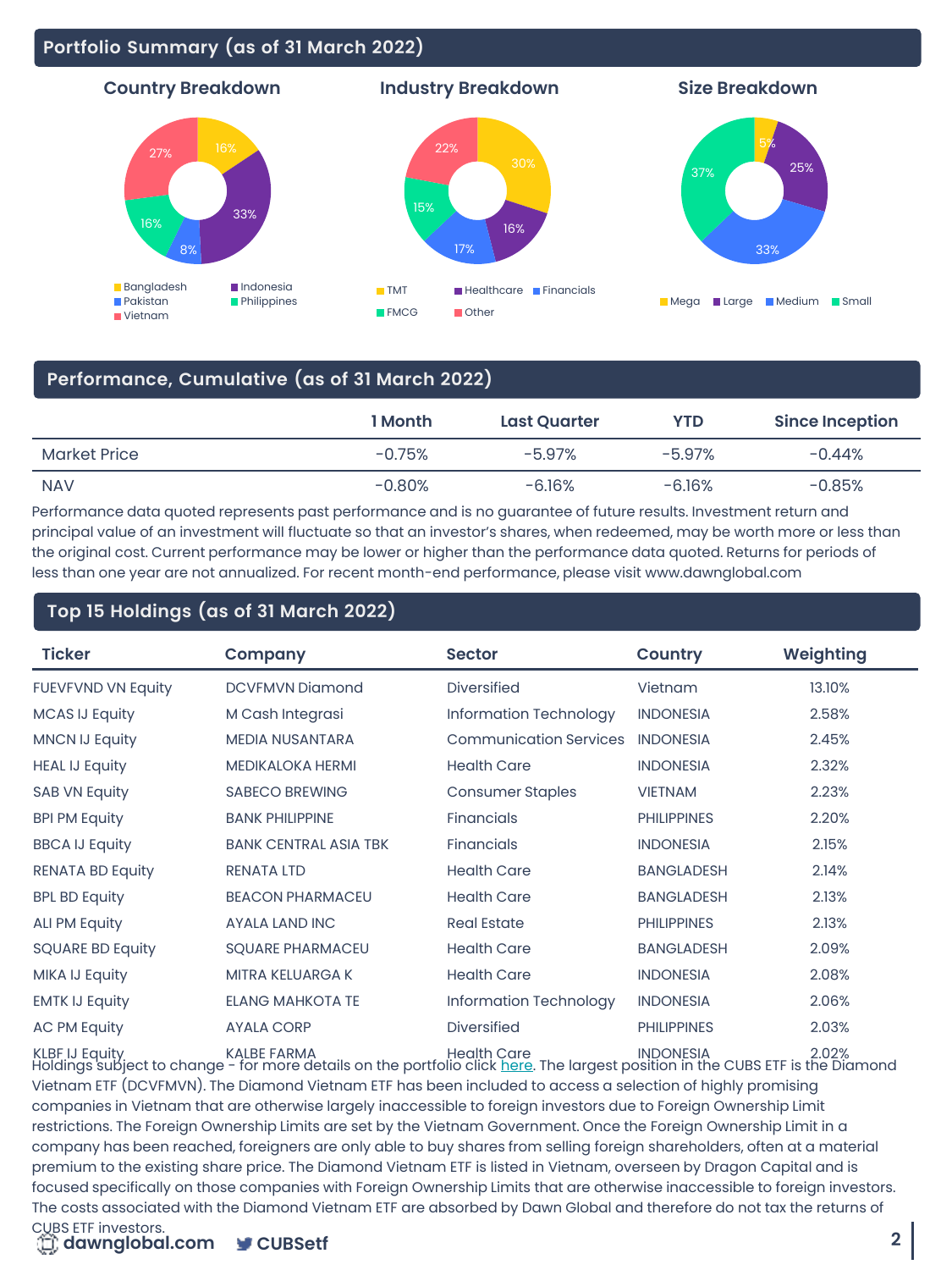## Portfolio Summary (as of 31 March 2022)

### Country Breakdown

| Country | Weight |
|---|---|
| Bangladesh | 16% |
| Indonesia | 33% |
| Pakistan | 8% |
| Philippines | 16% |
| Vietnam | 27% |

### Industry Breakdown

| Industry | Weight |
|---|---|
| TMT | 30% |
| Healthcare | 16% |
| Financials | 17% |
| FMCG | 15% |
| Other | 22% |

### Size Breakdown

| Size | Weight |
|---|---|
| Mega | 5% |
| Large | 25% |
| Medium | 33% |
| Small | 37% |

## Performance, Cumulative (as of 31 March 2022)

| | 1 Month | Last Quarter | YTD | Since Inception |
|---|---|---|---|---|
| Market Price | -0.75% | -5.97% | -5.97% | -0.44% |
| NAV | -0.80% | -6.16% | -6.16% | -0.85% |

Performance data quoted represents past performance and is no guarantee of future results. Investment return and principal value of an investment will fluctuate so that an investor's shares, when redeemed, may be worth more or less than the original cost. Current performance may be lower or higher than the performance data quoted. Returns for periods of less than one year are not annualized. For recent month-end performance, please visit www.dawnglobal.com

## Top 15 Holdings (as of 31 March 2022)

| Ticker | Company | Sector | Country | Weighting |
|---|---|---|---|---|
| FUEVFVND VN Equity | DCVFMVN Diamond | Diversified | Vietnam | 13.10% |
| MCAS IJ Equity | M Cash Integrasi | Information Technology | INDONESIA | 2.58% |
| MNCN IJ Equity | MEDIA NUSANTARA | Communication Services | INDONESIA | 2.45% |
| HEAL IJ Equity | MEDIKALOKA HERMI | Health Care | INDONESIA | 2.32% |
| SAB VN Equity | SABECO BREWING | Consumer Staples | VIETNAM | 2.23% |
| BPI PM Equity | BANK PHILIPPINE | Financials | PHILIPPINES | 2.20% |
| BBCA IJ Equity | BANK CENTRAL ASIA TBK | Financials | INDONESIA | 2.15% |
| RENATA BD Equity | RENATA LTD | Health Care | BANGLADESH | 2.14% |
| BPL BD Equity | BEACON PHARMACEU | Health Care | BANGLADESH | 2.13% |
| ALI PM Equity | AYALA LAND INC | Real Estate | PHILIPPINES | 2.13% |
| SQUARE BD Equity | SQUARE PHARMACEU | Health Care | BANGLADESH | 2.09% |
| MIKA IJ Equity | MITRA KELUARGA K | Health Care | INDONESIA | 2.08% |
| EMTK IJ Equity | ELANG MAHKOTA TE | Information Technology | INDONESIA | 2.06% |
| AC PM Equity | AYALA CORP | Diversified | PHILIPPINES | 2.03% |
| KLBF IJ Equity | KALBE FARMA | Health Care | INDONESIA | 2.02% |

Holdings subject to change - for more details on the portfolio click here. The largest position in the CUBS ETF is the Diamond Vietnam ETF (DCVFMVN). The Diamond Vietnam ETF has been included to access a selection of highly promising companies in Vietnam that are otherwise largely inaccessible to foreign investors due to Foreign Ownership Limit restrictions. The Foreign Ownership Limits are set by the Vietnam Government. Once the Foreign Ownership Limit in a company has been reached, foreigners are only able to buy shares from selling foreign shareholders, often at a material premium to the existing share price. The Diamond Vietnam ETF is listed in Vietnam, overseen by Dragon Capital and is focused specifically on those companies with Foreign Ownership Limits that are otherwise inaccessible to foreign investors. The costs associated with the Diamond Vietnam ETF are absorbed by Dawn Global and therefore do not tax the returns of CUBS ETF investors.

dawnglobal.com CUBSetf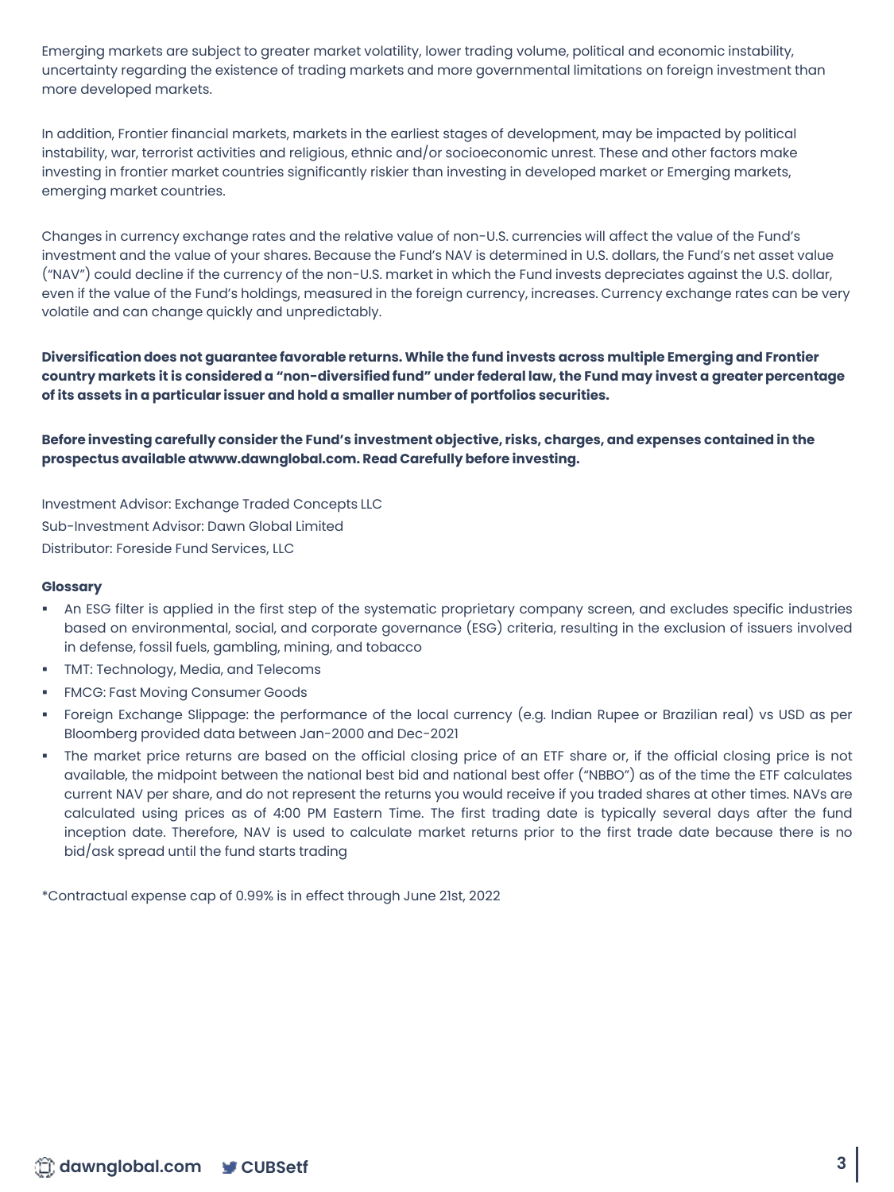Emerging markets are subject to greater market volatility, lower trading volume, political and economic instability, uncertainty regarding the existence of trading markets and more governmental limitations on foreign investment than more developed markets.

In addition, Frontier financial markets, markets in the earliest stages of development, may be impacted by political instability, war, terrorist activities and religious, ethnic and/or socioeconomic unrest. These and other factors make investing in frontier market countries significantly riskier than investing in developed market or Emerging markets, emerging market countries.

Changes in currency exchange rates and the relative value of non-U.S. currencies will affect the value of the Fund's investment and the value of your shares. Because the Fund's NAV is determined in U.S. dollars, the Fund's net asset value ("NAV") could decline if the currency of the non-U.S. market in which the Fund invests depreciates against the U.S. dollar, even if the value of the Fund's holdings, measured in the foreign currency, increases. Currency exchange rates can be very volatile and can change quickly and unpredictably.

**Diversification does not guarantee favorable returns. While the fund invests across multiple Emerging and Frontier country markets it is considered a "non-diversified fund" under federal law, the Fund may invest a greater percentage of its assets in a particular issuer and hold a smaller number of portfolios securities.**

**Before investing carefully consider the Fund's investment objective, risks, charges, and expenses contained in the prospectus available atwww.dawnglobal.com. Read Carefully before investing.**

Investment Advisor: Exchange Traded Concepts LLC
Sub-Investment Advisor: Dawn Global Limited
Distributor: Foreside Fund Services, LLC

**Glossary**

- An ESG filter is applied in the first step of the systematic proprietary company screen, and excludes specific industries based on environmental, social, and corporate governance (ESG) criteria, resulting in the exclusion of issuers involved in defense, fossil fuels, gambling, mining, and tobacco
- TMT: Technology, Media, and Telecoms
- FMCG: Fast Moving Consumer Goods
- Foreign Exchange Slippage: the performance of the local currency (e.g. Indian Rupee or Brazilian real) vs USD as per Bloomberg provided data between Jan-2000 and Dec-2021
- The market price returns are based on the official closing price of an ETF share or, if the official closing price is not available, the midpoint between the national best bid and national best offer ("NBBO") as of the time the ETF calculates current NAV per share, and do not represent the returns you would receive if you traded shares at other times. NAVs are calculated using prices as of 4:00 PM Eastern Time. The first trading date is typically several days after the fund inception date. Therefore, NAV is used to calculate market returns prior to the first trade date because there is no bid/ask spread until the fund starts trading

*Contractual expense cap of 0.99% is in effect through June 21st, 2022